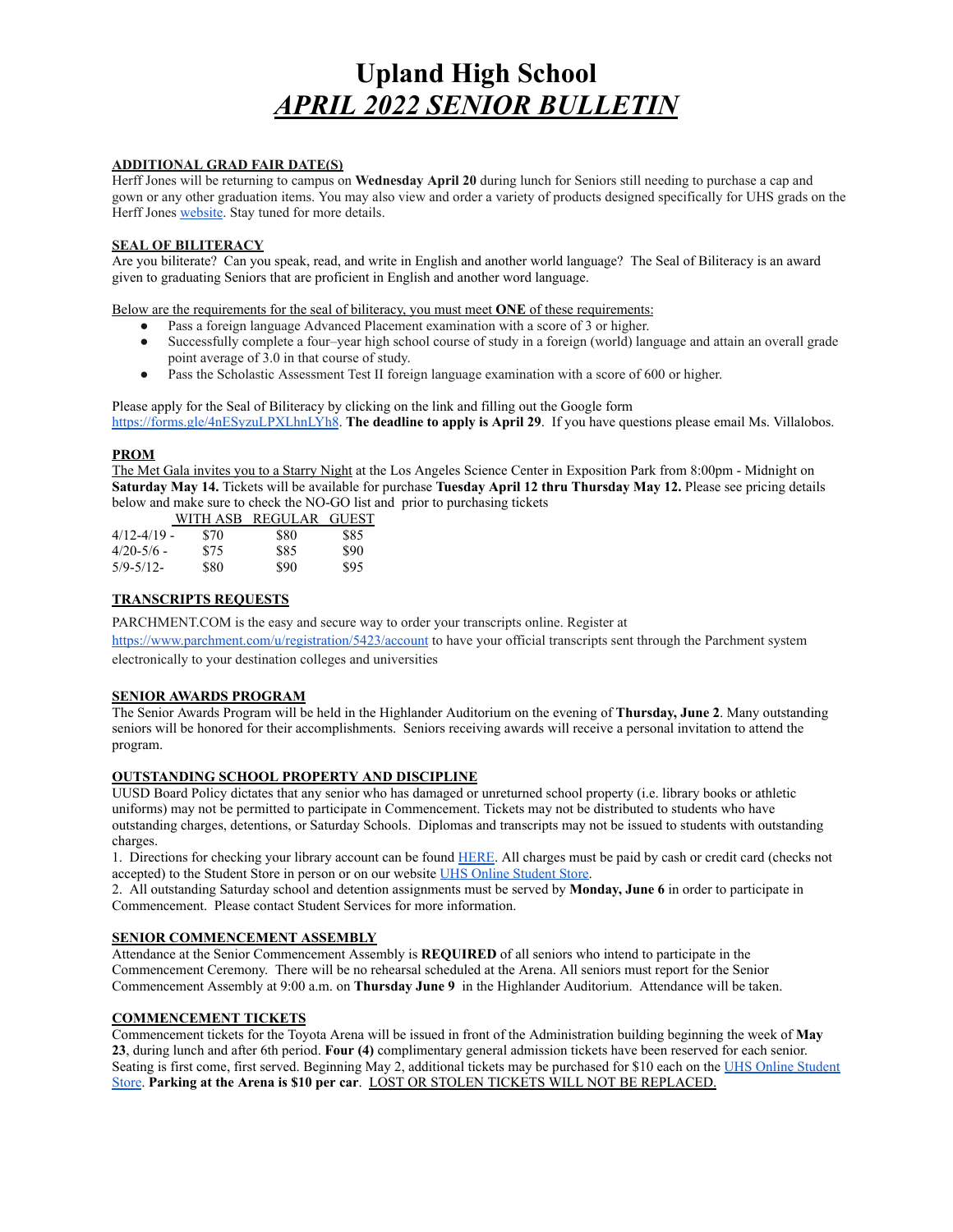# Upland High School
## ***APRIL 2022 SENIOR BULLETIN***

**ADDITIONAL GRAD FAIR DATE(S)**

Herff Jones will be returning to campus on **Wednesday April 20** during lunch for Seniors still needing to purchase a cap and gown or any other graduation items. You may also view and order a variety of products designed specifically for UHS grads on the Herff Jones website. Stay tuned for more details.

**SEAL OF BILITERACY**

Are you biliterate? Can you speak, read, and write in English and another world language? The Seal of Biliteracy is an award given to graduating Seniors that are proficient in English and another word language.

Below are the requirements for the seal of biliteracy, you must meet **ONE** of these requirements:

- Pass a foreign language Advanced Placement examination with a score of 3 or higher.
- Successfully complete a four–year high school course of study in a foreign (world) language and attain an overall grade point average of 3.0 in that course of study.
- Pass the Scholastic Assessment Test II foreign language examination with a score of 600 or higher.

Please apply for the Seal of Biliteracy by clicking on the link and filling out the Google form https://forms.gle/4nESyzuLPXLhnLYh8. **The deadline to apply is April 29**. If you have questions please email Ms. Villalobos.

**PROM**

The Met Gala invites you to a Starry Night at the Los Angeles Science Center in Exposition Park from 8:00pm - Midnight on **Saturday May 14.** Tickets will be available for purchase **Tuesday April 12 thru Thursday May 12.** Please see pricing details below and make sure to check the NO-GO list and prior to purchasing tickets

| | WITH ASB | REGULAR | GUEST |
|---|---|---|---|
| 4/12-4/19 - | $70 | $80 | $85 |
| 4/20-5/6 - | $75 | $85 | $90 |
| 5/9-5/12- | $80 | $90 | $95 |

**TRANSCRIPTS REQUESTS**

PARCHMENT.COM is the easy and secure way to order your transcripts online. Register at https://www.parchment.com/u/registration/5423/account to have your official transcripts sent through the Parchment system electronically to your destination colleges and universities

**SENIOR AWARDS PROGRAM**

The Senior Awards Program will be held in the Highlander Auditorium on the evening of **Thursday, June 2**. Many outstanding seniors will be honored for their accomplishments. Seniors receiving awards will receive a personal invitation to attend the program.

**OUTSTANDING SCHOOL PROPERTY AND DISCIPLINE**

UUSD Board Policy dictates that any senior who has damaged or unreturned school property (i.e. library books or athletic uniforms) may not be permitted to participate in Commencement. Tickets may not be distributed to students who have outstanding charges, detentions, or Saturday Schools. Diplomas and transcripts may not be issued to students with outstanding charges.

1. Directions for checking your library account can be found HERE. All charges must be paid by cash or credit card (checks not accepted) to the Student Store in person or on our website UHS Online Student Store.
2. All outstanding Saturday school and detention assignments must be served by **Monday, June 6** in order to participate in Commencement. Please contact Student Services for more information.

**SENIOR COMMENCEMENT ASSEMBLY**

Attendance at the Senior Commencement Assembly is **REQUIRED** of all seniors who intend to participate in the Commencement Ceremony. There will be no rehearsal scheduled at the Arena. All seniors must report for the Senior Commencement Assembly at 9:00 a.m. on **Thursday June 9** in the Highlander Auditorium. Attendance will be taken.

**COMMENCEMENT TICKETS**

Commencement tickets for the Toyota Arena will be issued in front of the Administration building beginning the week of **May 23**, during lunch and after 6th period. **Four (4)** complimentary general admission tickets have been reserved for each senior. Seating is first come, first served. Beginning May 2, additional tickets may be purchased for $10 each on the UHS Online Student Store. **Parking at the Arena is $10 per car**. LOST OR STOLEN TICKETS WILL NOT BE REPLACED.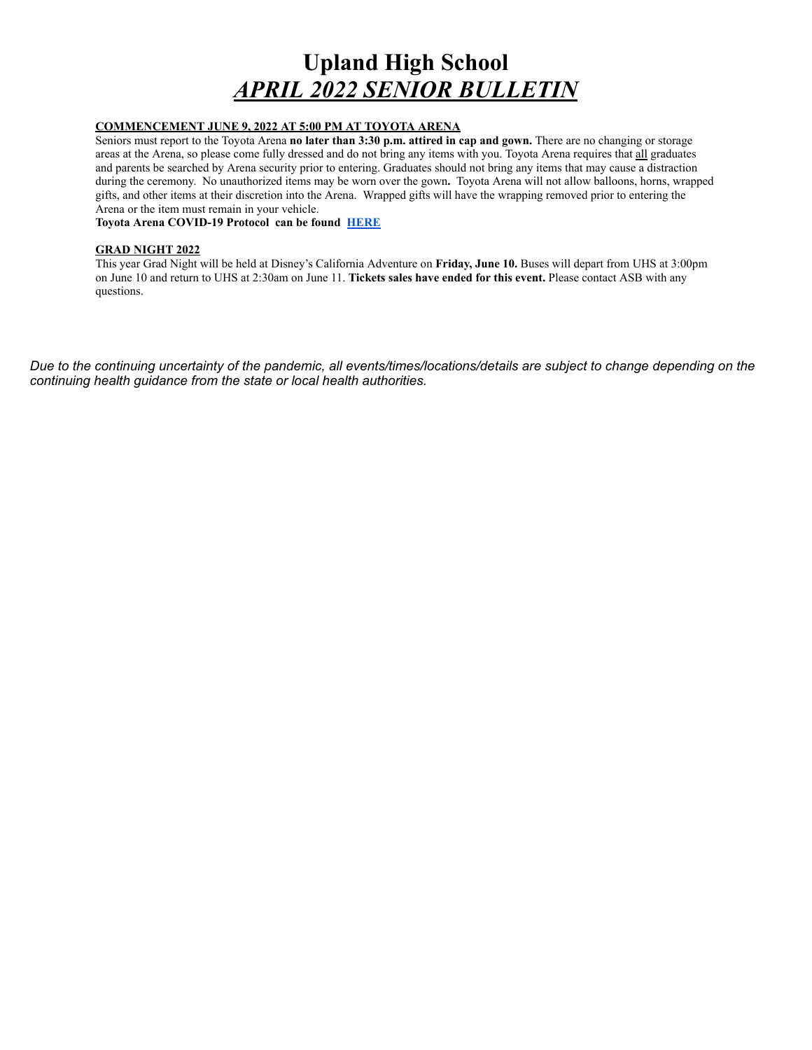# Upland High School

## *APRIL 2022 SENIOR BULLETIN*

**COMMENCEMENT JUNE 9, 2022 AT 5:00 PM AT TOYOTA ARENA**

Seniors must report to the Toyota Arena **no later than 3:30 p.m. attired in cap and gown.** There are no changing or storage areas at the Arena, so please come fully dressed and do not bring any items with you. Toyota Arena requires that all graduates and parents be searched by Arena security prior to entering. Graduates should not bring any items that may cause a distraction during the ceremony. No unauthorized items may be worn over the gown**.** Toyota Arena will not allow balloons, horns, wrapped gifts, and other items at their discretion into the Arena. Wrapped gifts will have the wrapping removed prior to entering the Arena or the item must remain in your vehicle.

**Toyota Arena COVID-19 Protocol can be found HERE**

**GRAD NIGHT 2022**

This year Grad Night will be held at Disney's California Adventure on **Friday, June 10.** Buses will depart from UHS at 3:00pm on June 10 and return to UHS at 2:30am on June 11. **Tickets sales have ended for this event.** Please contact ASB with any questions.

*Due to the continuing uncertainty of the pandemic, all events/times/locations/details are subject to change depending on the continuing health guidance from the state or local health authorities.*